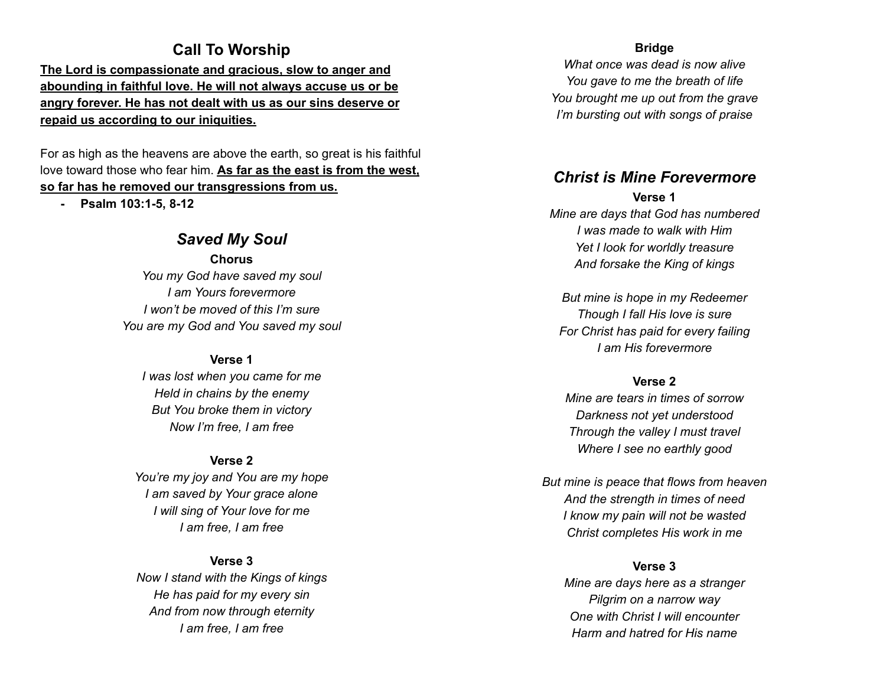## Call To Worship

**<u>The Lord is compassionate and gracious, slow to anger and abounding in faithful love. He will not always accuse us or be angry forever. He has not dealt with us as our sins deserve or repaid us according to our iniquities.</u>**

For as high as the heavens are above the earth, so great is his faithful love toward those who fear him. **<u>As far as the east is from the west, so far has he removed our transgressions from us.</u>**

- **Psalm 103:1-5, 8-12**

## *Saved My Soul*

**Chorus**

*You my God have saved my soul*
*I am Yours forevermore*
*I won't be moved of this I'm sure*
*You are my God and You saved my soul*

**Verse 1**

*I was lost when you came for me*
*Held in chains by the enemy*
*But You broke them in victory*
*Now I'm free, I am free*

**Verse 2**

*You're my joy and You are my hope*
*I am saved by Your grace alone*
*I will sing of Your love for me*
*I am free, I am free*

**Verse 3**

*Now I stand with the Kings of kings*
*He has paid for my every sin*
*And from now through eternity*
*I am free, I am free*

**Bridge**

*What once was dead is now alive*
*You gave to me the breath of life*
*You brought me up out from the grave*
*I'm bursting out with songs of praise*

## *Christ is Mine Forevermore*

**Verse 1**

*Mine are days that God has numbered*
*I was made to walk with Him*
*Yet I look for worldly treasure*
*And forsake the King of kings*

*But mine is hope in my Redeemer*
*Though I fall His love is sure*
*For Christ has paid for every failing*
*I am His forevermore*

**Verse 2**

*Mine are tears in times of sorrow*
*Darkness not yet understood*
*Through the valley I must travel*
*Where I see no earthly good*

*But mine is peace that flows from heaven*
*And the strength in times of need*
*I know my pain will not be wasted*
*Christ completes His work in me*

**Verse 3**

*Mine are days here as a stranger*
*Pilgrim on a narrow way*
*One with Christ I will encounter*
*Harm and hatred for His name*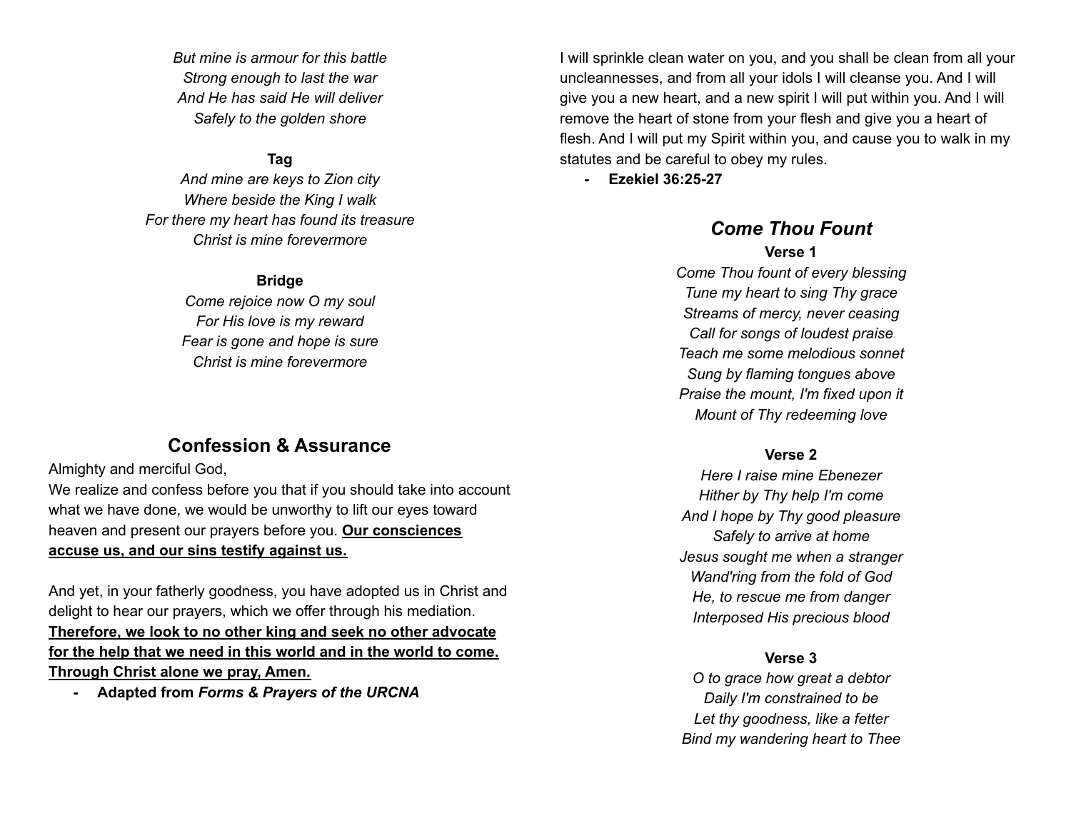*But mine is armour for this battle*
*Strong enough to last the war*
*And He has said He will deliver*
*Safely to the golden shore*

**Tag**

*And mine are keys to Zion city*
*Where beside the King I walk*
*For there my heart has found its treasure*
*Christ is mine forevermore*

**Bridge**

*Come rejoice now O my soul*
*For His love is my reward*
*Fear is gone and hope is sure*
*Christ is mine forevermore*

## Confession & Assurance

Almighty and merciful God,
We realize and confess before you that if you should take into account what we have done, we would be unworthy to lift our eyes toward heaven and present our prayers before you. **<u>Our consciences accuse us, and our sins testify against us.</u>**

And yet, in your fatherly goodness, you have adopted us in Christ and delight to hear our prayers, which we offer through his mediation. **<u>Therefore, we look to no other king and seek no other advocate for the help that we need in this world and in the world to come. Through Christ alone we pray, Amen.</u>**

- **Adapted from *Forms & Prayers of the URCNA***

I will sprinkle clean water on you, and you shall be clean from all your uncleannesses, and from all your idols I will cleanse you. And I will give you a new heart, and a new spirit I will put within you. And I will remove the heart of stone from your flesh and give you a heart of flesh. And I will put my Spirit within you, and cause you to walk in my statutes and be careful to obey my rules.

- **Ezekiel 36:25-27**

## *Come Thou Fount*

**Verse 1**

*Come Thou fount of every blessing*
*Tune my heart to sing Thy grace*
*Streams of mercy, never ceasing*
*Call for songs of loudest praise*
*Teach me some melodious sonnet*
*Sung by flaming tongues above*
*Praise the mount, I'm fixed upon it*
*Mount of Thy redeeming love*

**Verse 2**

*Here I raise mine Ebenezer*
*Hither by Thy help I'm come*
*And I hope by Thy good pleasure*
*Safely to arrive at home*
*Jesus sought me when a stranger*
*Wand'ring from the fold of God*
*He, to rescue me from danger*
*Interposed His precious blood*

**Verse 3**

*O to grace how great a debtor*
*Daily I'm constrained to be*
*Let thy goodness, like a fetter*
*Bind my wandering heart to Thee*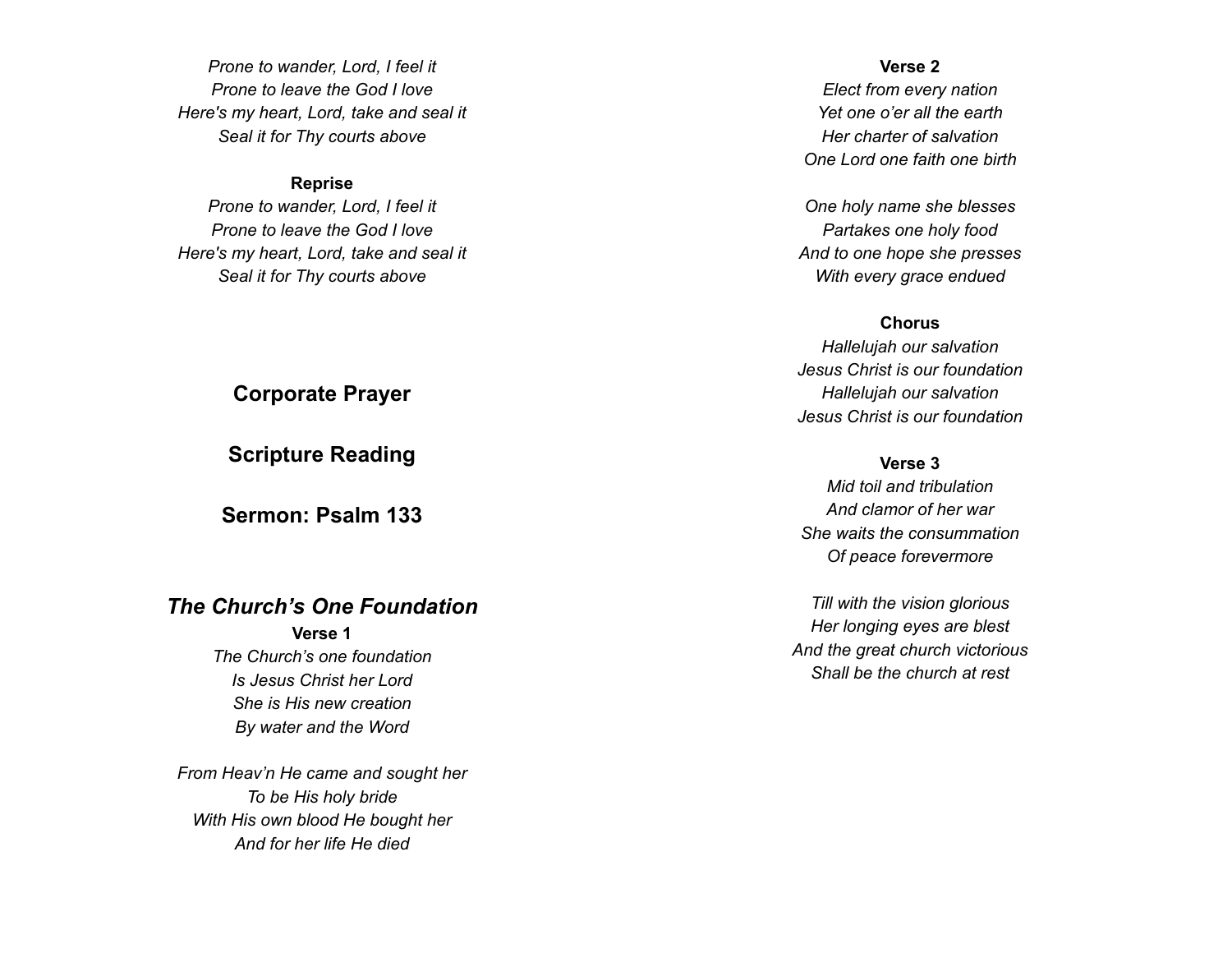*Prone to wander, Lord, I feel it*
*Prone to leave the God I love*
*Here's my heart, Lord, take and seal it*
*Seal it for Thy courts above*

**Reprise**
*Prone to wander, Lord, I feel it*
*Prone to leave the God I love*
*Here's my heart, Lord, take and seal it*
*Seal it for Thy courts above*

## Corporate Prayer

## Scripture Reading

## Sermon: Psalm 133

## *The Church's One Foundation*

**Verse 1**
*The Church's one foundation*
*Is Jesus Christ her Lord*
*She is His new creation*
*By water and the Word*

*From Heav'n He came and sought her*
*To be His holy bride*
*With His own blood He bought her*
*And for her life He died*

**Verse 2**
*Elect from every nation*
*Yet one o'er all the earth*
*Her charter of salvation*
*One Lord one faith one birth*

*One holy name she blesses*
*Partakes one holy food*
*And to one hope she presses*
*With every grace endued*

**Chorus**
*Hallelujah our salvation*
*Jesus Christ is our foundation*
*Hallelujah our salvation*
*Jesus Christ is our foundation*

**Verse 3**
*Mid toil and tribulation*
*And clamor of her war*
*She waits the consummation*
*Of peace forevermore*

*Till with the vision glorious*
*Her longing eyes are blest*
*And the great church victorious*
*Shall be the church at rest*